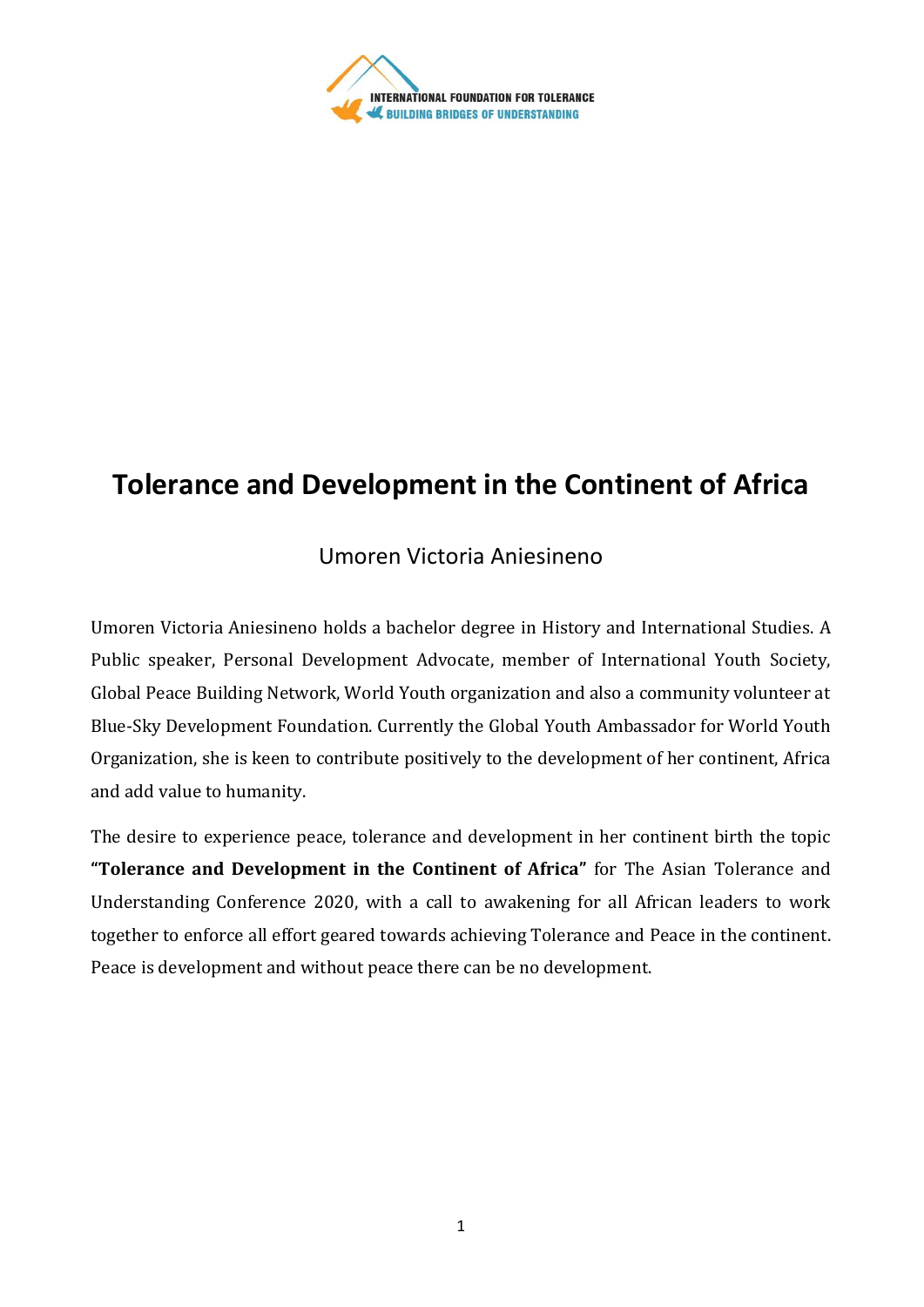# Tolerance and Development in the Continent of Africa

Umoren Victoria Aniesineno

Umoren Victoria Aniesineno holds a bachelor degree in History and International Studies. A Public speaker, Personal Development Advocate, member of International Youth Society, Global Peace Building Network, World Youth organization and also a community volunteer at Blue-Sky Development Foundation. Currently the Global Youth Ambassador for World Youth Organization, she is keen to contribute positively to the development of her continent, Africa and add value to humanity.

The desire to experience peace, tolerance and development in her continent birth the topic **"Tolerance and Development in the Continent of Africa"** for The Asian Tolerance and Understanding Conference 2020, with a call to awakening for all African leaders to work together to enforce all effort geared towards achieving Tolerance and Peace in the continent. Peace is development and without peace there can be no development.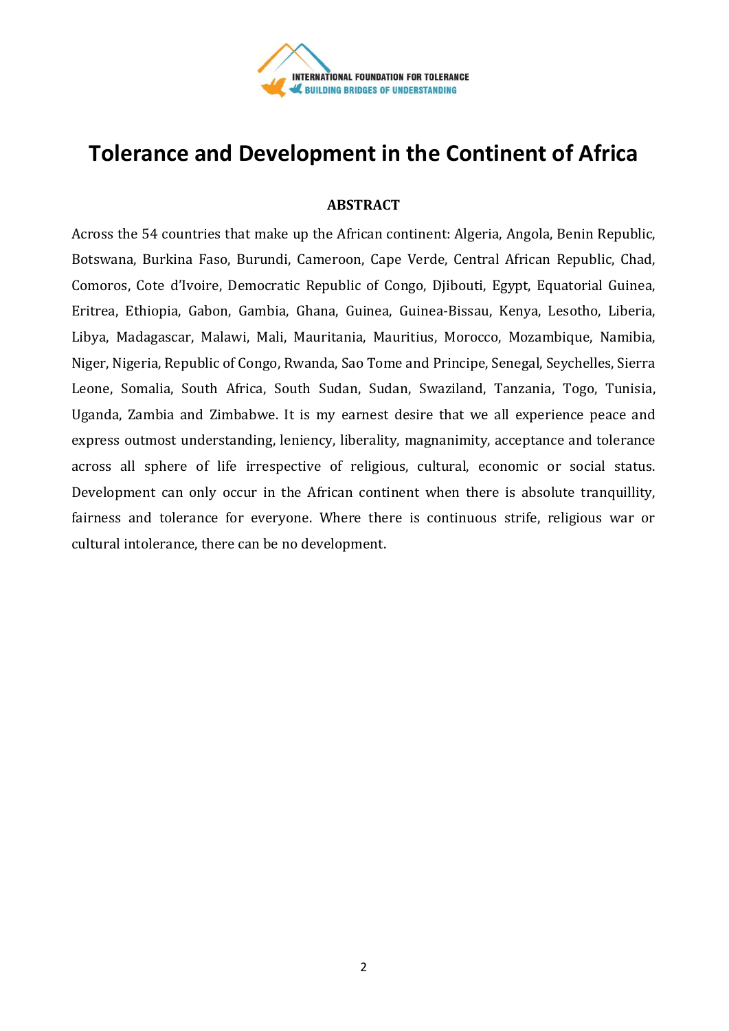# Tolerance and Development in the Continent of Africa

**ABSTRACT**

Across the 54 countries that make up the African continent: Algeria, Angola, Benin Republic, Botswana, Burkina Faso, Burundi, Cameroon, Cape Verde, Central African Republic, Chad, Comoros, Cote d'Ivoire, Democratic Republic of Congo, Djibouti, Egypt, Equatorial Guinea, Eritrea, Ethiopia, Gabon, Gambia, Ghana, Guinea, Guinea-Bissau, Kenya, Lesotho, Liberia, Libya, Madagascar, Malawi, Mali, Mauritania, Mauritius, Morocco, Mozambique, Namibia, Niger, Nigeria, Republic of Congo, Rwanda, Sao Tome and Principe, Senegal, Seychelles, Sierra Leone, Somalia, South Africa, South Sudan, Sudan, Swaziland, Tanzania, Togo, Tunisia, Uganda, Zambia and Zimbabwe. It is my earnest desire that we all experience peace and express outmost understanding, leniency, liberality, magnanimity, acceptance and tolerance across all sphere of life irrespective of religious, cultural, economic or social status. Development can only occur in the African continent when there is absolute tranquillity, fairness and tolerance for everyone. Where there is continuous strife, religious war or cultural intolerance, there can be no development.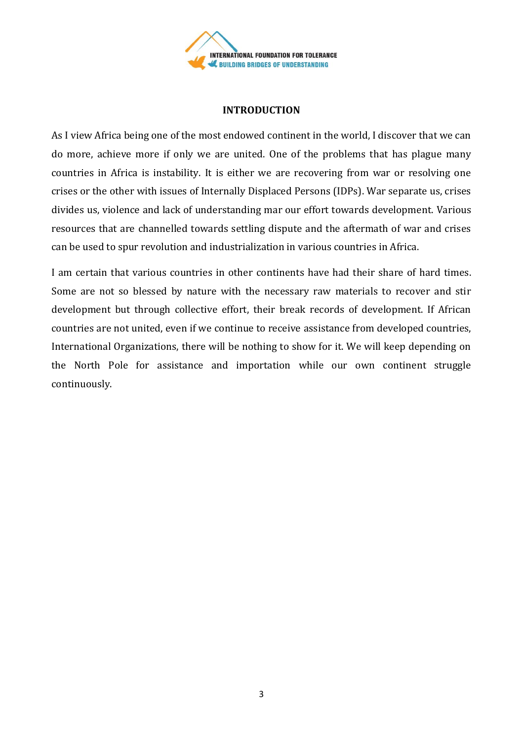## INTRODUCTION

As I view Africa being one of the most endowed continent in the world, I discover that we can do more, achieve more if only we are united. One of the problems that has plague many countries in Africa is instability. It is either we are recovering from war or resolving one crises or the other with issues of Internally Displaced Persons (IDPs). War separate us, crises divides us, violence and lack of understanding mar our effort towards development. Various resources that are channelled towards settling dispute and the aftermath of war and crises can be used to spur revolution and industrialization in various countries in Africa.

I am certain that various countries in other continents have had their share of hard times. Some are not so blessed by nature with the necessary raw materials to recover and stir development but through collective effort, their break records of development. If African countries are not united, even if we continue to receive assistance from developed countries, International Organizations, there will be nothing to show for it. We will keep depending on the North Pole for assistance and importation while our own continent struggle continuously.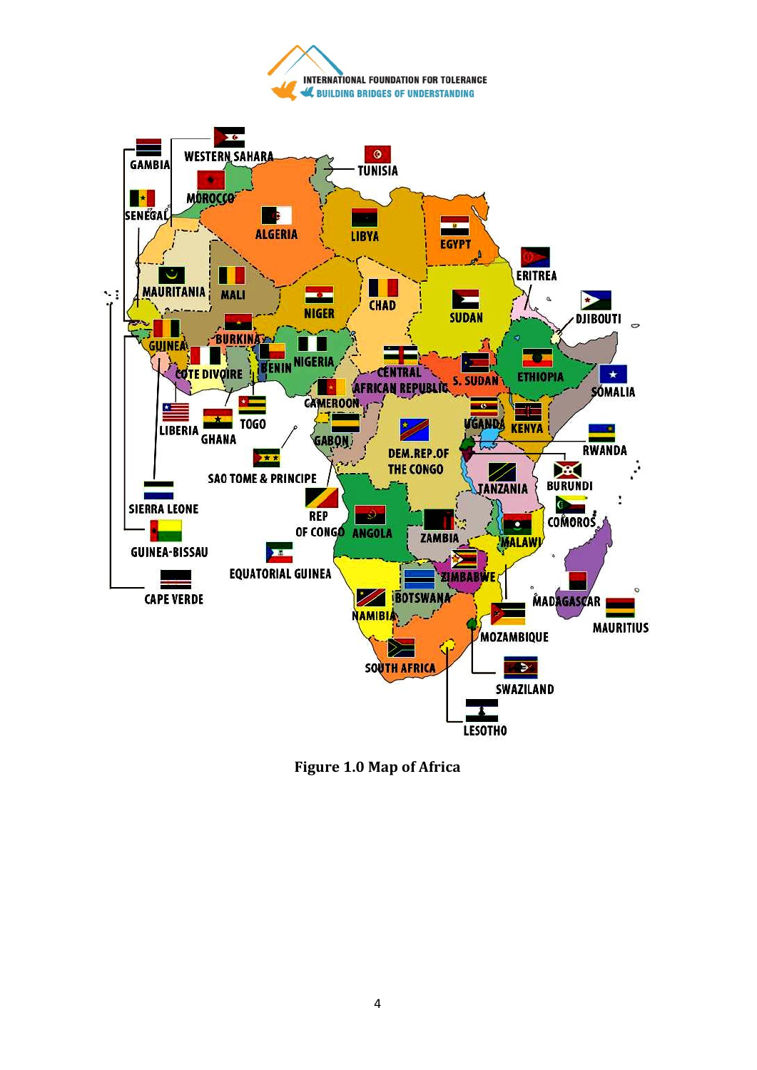**Figure 1.0 Map of Africa**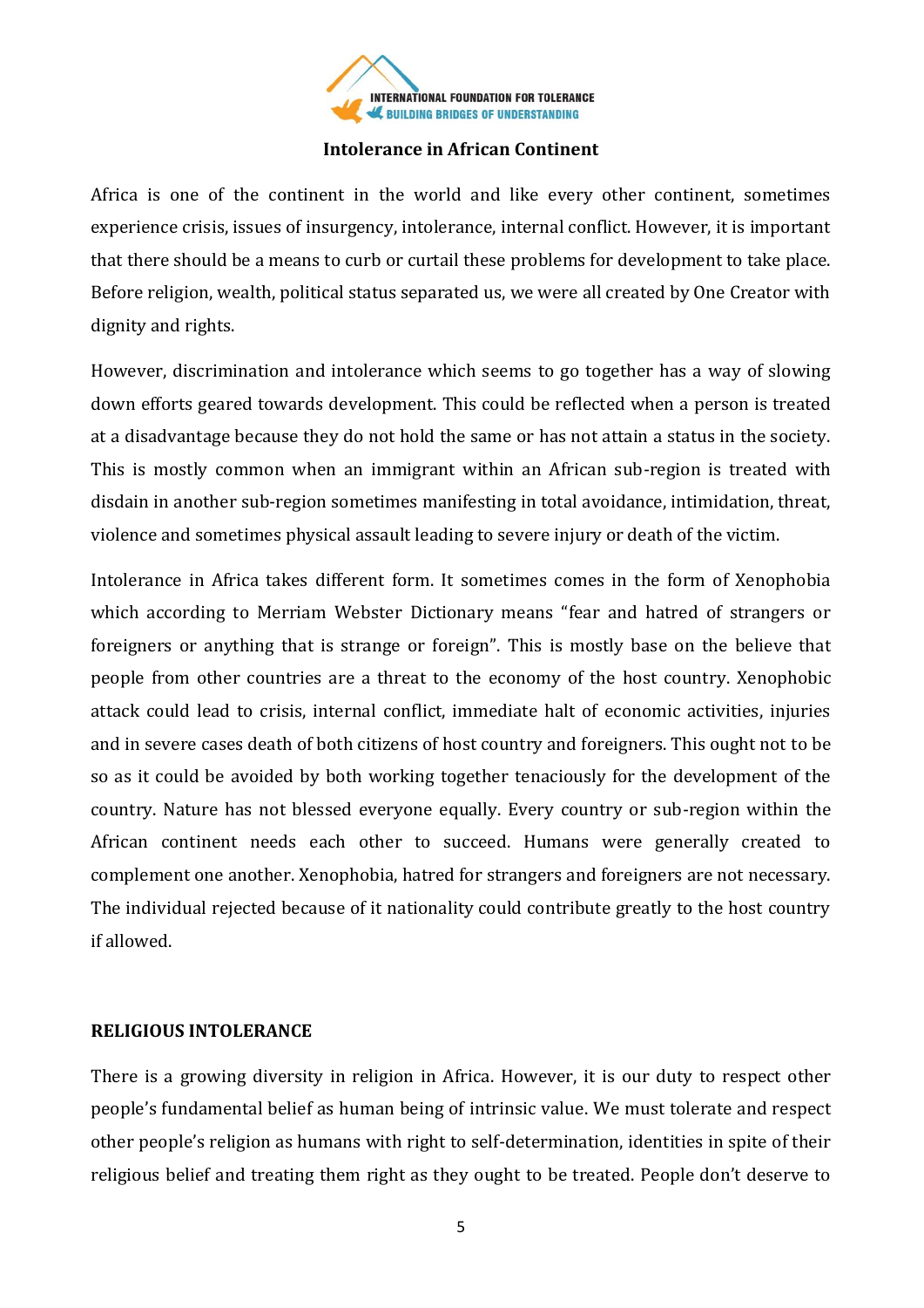## Intolerance in African Continent

Africa is one of the continent in the world and like every other continent, sometimes experience crisis, issues of insurgency, intolerance, internal conflict. However, it is important that there should be a means to curb or curtail these problems for development to take place. Before religion, wealth, political status separated us, we were all created by One Creator with dignity and rights.

However, discrimination and intolerance which seems to go together has a way of slowing down efforts geared towards development. This could be reflected when a person is treated at a disadvantage because they do not hold the same or has not attain a status in the society. This is mostly common when an immigrant within an African sub-region is treated with disdain in another sub-region sometimes manifesting in total avoidance, intimidation, threat, violence and sometimes physical assault leading to severe injury or death of the victim.

Intolerance in Africa takes different form. It sometimes comes in the form of Xenophobia which according to Merriam Webster Dictionary means "fear and hatred of strangers or foreigners or anything that is strange or foreign". This is mostly base on the believe that people from other countries are a threat to the economy of the host country. Xenophobic attack could lead to crisis, internal conflict, immediate halt of economic activities, injuries and in severe cases death of both citizens of host country and foreigners. This ought not to be so as it could be avoided by both working together tenaciously for the development of the country. Nature has not blessed everyone equally. Every country or sub-region within the African continent needs each other to succeed. Humans were generally created to complement one another. Xenophobia, hatred for strangers and foreigners are not necessary. The individual rejected because of it nationality could contribute greatly to the host country if allowed.

### RELIGIOUS INTOLERANCE

There is a growing diversity in religion in Africa. However, it is our duty to respect other people's fundamental belief as human being of intrinsic value. We must tolerate and respect other people's religion as humans with right to self-determination, identities in spite of their religious belief and treating them right as they ought to be treated. People don't deserve to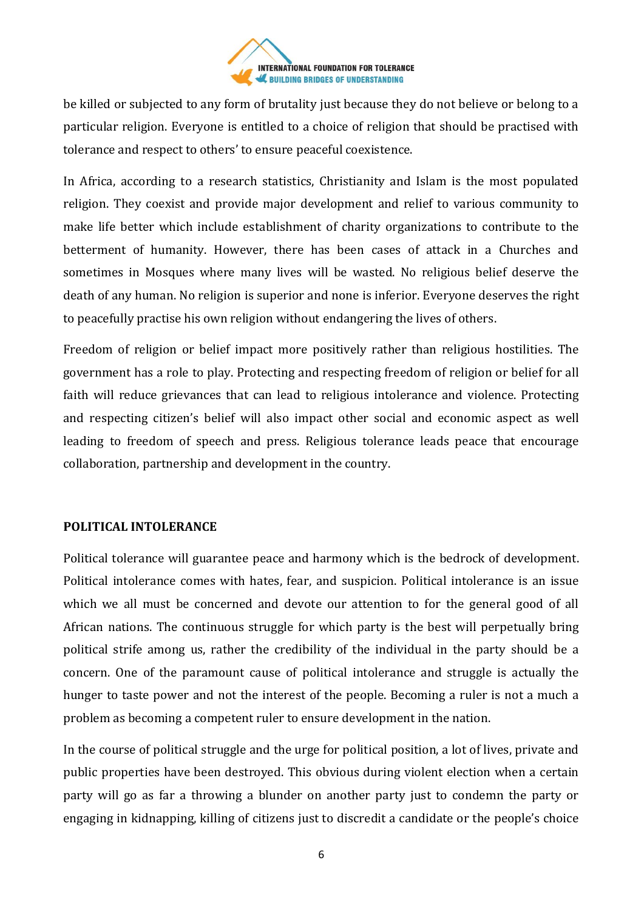be killed or subjected to any form of brutality just because they do not believe or belong to a particular religion. Everyone is entitled to a choice of religion that should be practised with tolerance and respect to others' to ensure peaceful coexistence.

In Africa, according to a research statistics, Christianity and Islam is the most populated religion. They coexist and provide major development and relief to various community to make life better which include establishment of charity organizations to contribute to the betterment of humanity. However, there has been cases of attack in a Churches and sometimes in Mosques where many lives will be wasted. No religious belief deserve the death of any human. No religion is superior and none is inferior. Everyone deserves the right to peacefully practise his own religion without endangering the lives of others.

Freedom of religion or belief impact more positively rather than religious hostilities. The government has a role to play. Protecting and respecting freedom of religion or belief for all faith will reduce grievances that can lead to religious intolerance and violence. Protecting and respecting citizen's belief will also impact other social and economic aspect as well leading to freedom of speech and press. Religious tolerance leads peace that encourage collaboration, partnership and development in the country.

**POLITICAL INTOLERANCE**

Political tolerance will guarantee peace and harmony which is the bedrock of development. Political intolerance comes with hates, fear, and suspicion. Political intolerance is an issue which we all must be concerned and devote our attention to for the general good of all African nations. The continuous struggle for which party is the best will perpetually bring political strife among us, rather the credibility of the individual in the party should be a concern. One of the paramount cause of political intolerance and struggle is actually the hunger to taste power and not the interest of the people. Becoming a ruler is not a much a problem as becoming a competent ruler to ensure development in the nation.

In the course of political struggle and the urge for political position, a lot of lives, private and public properties have been destroyed. This obvious during violent election when a certain party will go as far a throwing a blunder on another party just to condemn the party or engaging in kidnapping, killing of citizens just to discredit a candidate or the people's choice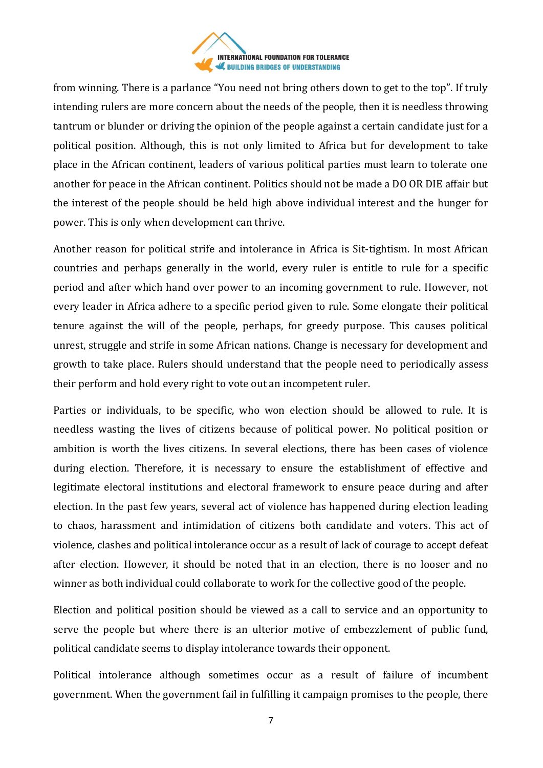from winning. There is a parlance "You need not bring others down to get to the top". If truly intending rulers are more concern about the needs of the people, then it is needless throwing tantrum or blunder or driving the opinion of the people against a certain candidate just for a political position. Although, this is not only limited to Africa but for development to take place in the African continent, leaders of various political parties must learn to tolerate one another for peace in the African continent. Politics should not be made a DO OR DIE affair but the interest of the people should be held high above individual interest and the hunger for power. This is only when development can thrive.

Another reason for political strife and intolerance in Africa is Sit-tightism. In most African countries and perhaps generally in the world, every ruler is entitle to rule for a specific period and after which hand over power to an incoming government to rule. However, not every leader in Africa adhere to a specific period given to rule. Some elongate their political tenure against the will of the people, perhaps, for greedy purpose. This causes political unrest, struggle and strife in some African nations. Change is necessary for development and growth to take place. Rulers should understand that the people need to periodically assess their perform and hold every right to vote out an incompetent ruler.

Parties or individuals, to be specific, who won election should be allowed to rule. It is needless wasting the lives of citizens because of political power. No political position or ambition is worth the lives citizens. In several elections, there has been cases of violence during election. Therefore, it is necessary to ensure the establishment of effective and legitimate electoral institutions and electoral framework to ensure peace during and after election. In the past few years, several act of violence has happened during election leading to chaos, harassment and intimidation of citizens both candidate and voters. This act of violence, clashes and political intolerance occur as a result of lack of courage to accept defeat after election. However, it should be noted that in an election, there is no looser and no winner as both individual could collaborate to work for the collective good of the people.

Election and political position should be viewed as a call to service and an opportunity to serve the people but where there is an ulterior motive of embezzlement of public fund, political candidate seems to display intolerance towards their opponent.

Political intolerance although sometimes occur as a result of failure of incumbent government. When the government fail in fulfilling it campaign promises to the people, there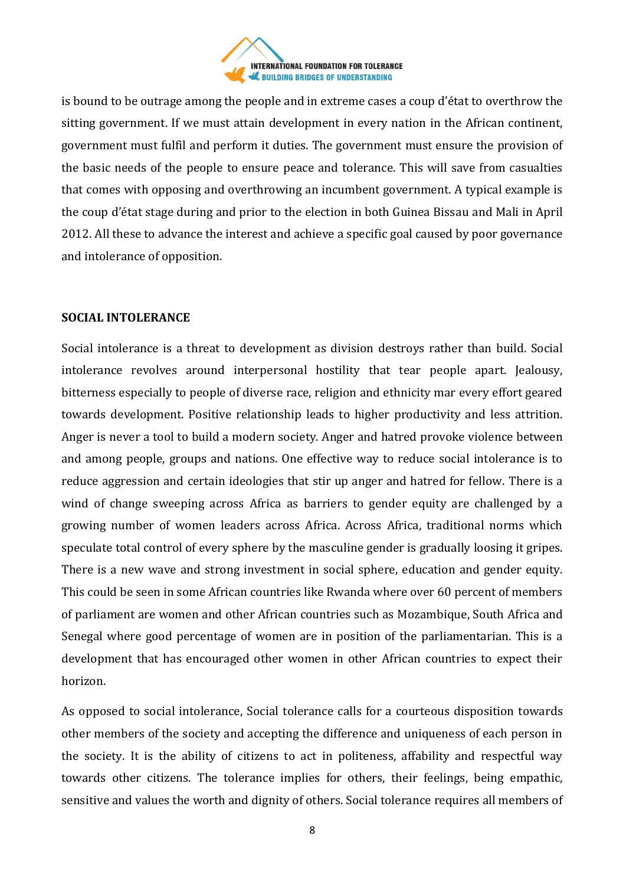is bound to be outrage among the people and in extreme cases a coup d'état to overthrow the sitting government. If we must attain development in every nation in the African continent, government must fulfil and perform it duties. The government must ensure the provision of the basic needs of the people to ensure peace and tolerance. This will save from casualties that comes with opposing and overthrowing an incumbent government. A typical example is the coup d'état stage during and prior to the election in both Guinea Bissau and Mali in April 2012. All these to advance the interest and achieve a specific goal caused by poor governance and intolerance of opposition.

**SOCIAL INTOLERANCE**

Social intolerance is a threat to development as division destroys rather than build. Social intolerance revolves around interpersonal hostility that tear people apart. Jealousy, bitterness especially to people of diverse race, religion and ethnicity mar every effort geared towards development. Positive relationship leads to higher productivity and less attrition. Anger is never a tool to build a modern society. Anger and hatred provoke violence between and among people, groups and nations. One effective way to reduce social intolerance is to reduce aggression and certain ideologies that stir up anger and hatred for fellow. There is a wind of change sweeping across Africa as barriers to gender equity are challenged by a growing number of women leaders across Africa. Across Africa, traditional norms which speculate total control of every sphere by the masculine gender is gradually loosing it gripes. There is a new wave and strong investment in social sphere, education and gender equity. This could be seen in some African countries like Rwanda where over 60 percent of members of parliament are women and other African countries such as Mozambique, South Africa and Senegal where good percentage of women are in position of the parliamentarian. This is a development that has encouraged other women in other African countries to expect their horizon.

As opposed to social intolerance, Social tolerance calls for a courteous disposition towards other members of the society and accepting the difference and uniqueness of each person in the society. It is the ability of citizens to act in politeness, affability and respectful way towards other citizens. The tolerance implies for others, their feelings, being empathic, sensitive and values the worth and dignity of others. Social tolerance requires all members of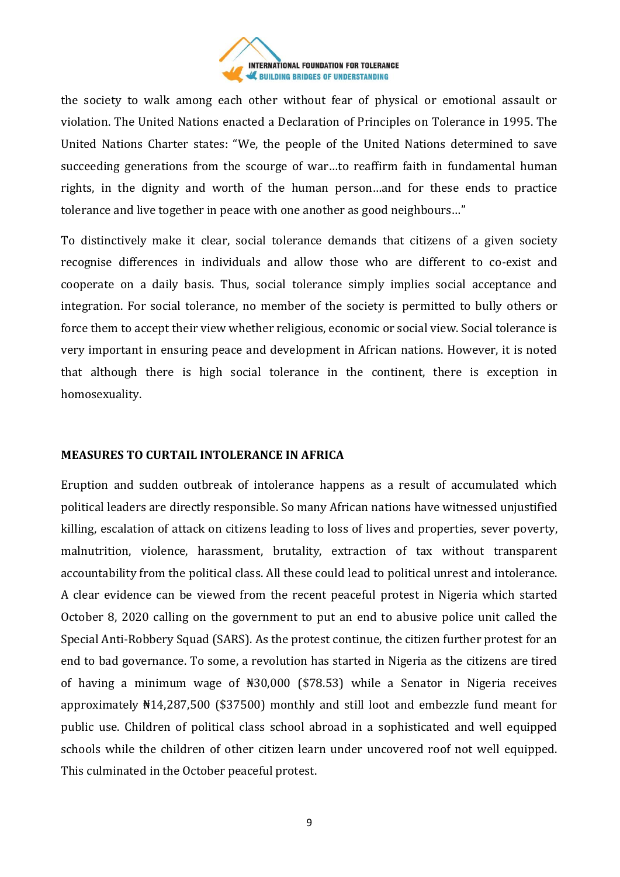the society to walk among each other without fear of physical or emotional assault or violation. The United Nations enacted a Declaration of Principles on Tolerance in 1995. The United Nations Charter states: "We, the people of the United Nations determined to save succeeding generations from the scourge of war…to reaffirm faith in fundamental human rights, in the dignity and worth of the human person…and for these ends to practice tolerance and live together in peace with one another as good neighbours…"

To distinctively make it clear, social tolerance demands that citizens of a given society recognise differences in individuals and allow those who are different to co-exist and cooperate on a daily basis. Thus, social tolerance simply implies social acceptance and integration. For social tolerance, no member of the society is permitted to bully others or force them to accept their view whether religious, economic or social view. Social tolerance is very important in ensuring peace and development in African nations. However, it is noted that although there is high social tolerance in the continent, there is exception in homosexuality.

## MEASURES TO CURTAIL INTOLERANCE IN AFRICA

Eruption and sudden outbreak of intolerance happens as a result of accumulated which political leaders are directly responsible. So many African nations have witnessed unjustified killing, escalation of attack on citizens leading to loss of lives and properties, sever poverty, malnutrition, violence, harassment, brutality, extraction of tax without transparent accountability from the political class. All these could lead to political unrest and intolerance. A clear evidence can be viewed from the recent peaceful protest in Nigeria which started October 8, 2020 calling on the government to put an end to abusive police unit called the Special Anti-Robbery Squad (SARS). As the protest continue, the citizen further protest for an end to bad governance. To some, a revolution has started in Nigeria as the citizens are tired of having a minimum wage of ₦30,000 ($78.53) while a Senator in Nigeria receives approximately ₦14,287,500 ($37500) monthly and still loot and embezzle fund meant for public use. Children of political class school abroad in a sophisticated and well equipped schools while the children of other citizen learn under uncovered roof not well equipped. This culminated in the October peaceful protest.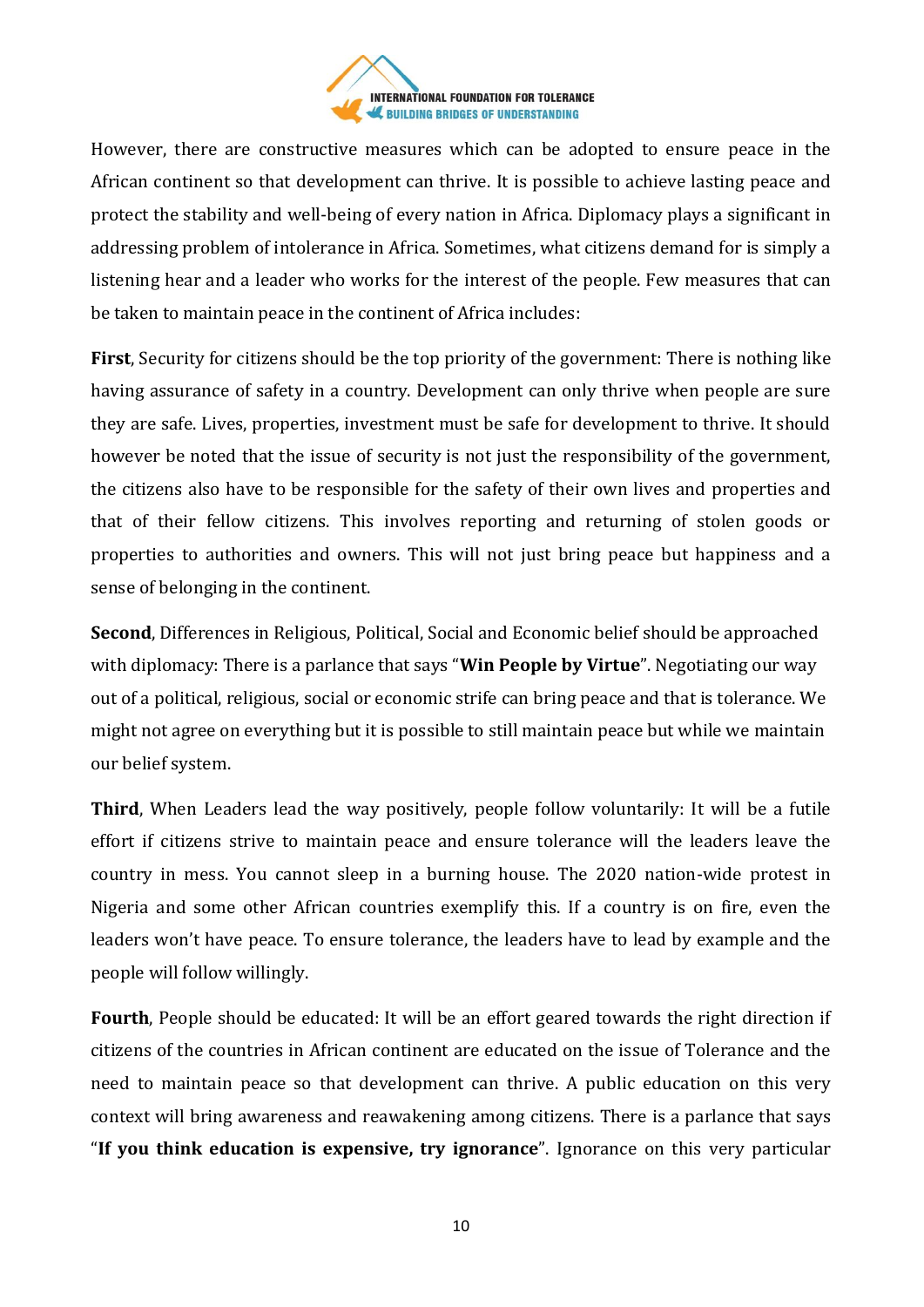However, there are constructive measures which can be adopted to ensure peace in the African continent so that development can thrive. It is possible to achieve lasting peace and protect the stability and well-being of every nation in Africa. Diplomacy plays a significant in addressing problem of intolerance in Africa. Sometimes, what citizens demand for is simply a listening hear and a leader who works for the interest of the people. Few measures that can be taken to maintain peace in the continent of Africa includes:

**First**, Security for citizens should be the top priority of the government: There is nothing like having assurance of safety in a country. Development can only thrive when people are sure they are safe. Lives, properties, investment must be safe for development to thrive. It should however be noted that the issue of security is not just the responsibility of the government, the citizens also have to be responsible for the safety of their own lives and properties and that of their fellow citizens. This involves reporting and returning of stolen goods or properties to authorities and owners. This will not just bring peace but happiness and a sense of belonging in the continent.

**Second**, Differences in Religious, Political, Social and Economic belief should be approached with diplomacy: There is a parlance that says "**Win People by Virtue**". Negotiating our way out of a political, religious, social or economic strife can bring peace and that is tolerance. We might not agree on everything but it is possible to still maintain peace but while we maintain our belief system.

**Third**, When Leaders lead the way positively, people follow voluntarily: It will be a futile effort if citizens strive to maintain peace and ensure tolerance will the leaders leave the country in mess. You cannot sleep in a burning house. The 2020 nation-wide protest in Nigeria and some other African countries exemplify this. If a country is on fire, even the leaders won't have peace. To ensure tolerance, the leaders have to lead by example and the people will follow willingly.

**Fourth**, People should be educated: It will be an effort geared towards the right direction if citizens of the countries in African continent are educated on the issue of Tolerance and the need to maintain peace so that development can thrive. A public education on this very context will bring awareness and reawakening among citizens. There is a parlance that says "**If you think education is expensive, try ignorance**". Ignorance on this very particular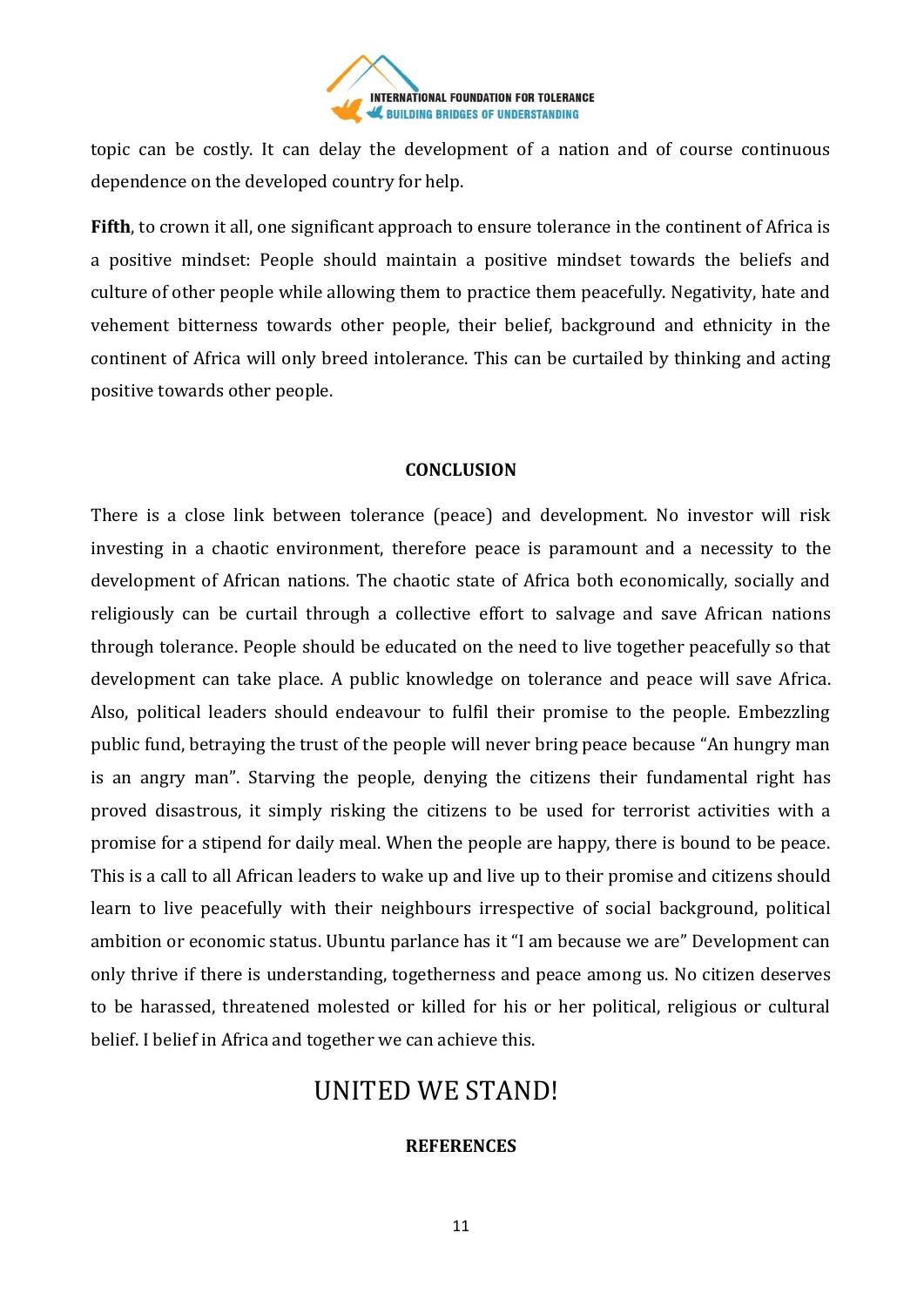topic can be costly. It can delay the development of a nation and of course continuous dependence on the developed country for help.

**Fifth**, to crown it all, one significant approach to ensure tolerance in the continent of Africa is a positive mindset: People should maintain a positive mindset towards the beliefs and culture of other people while allowing them to practice them peacefully. Negativity, hate and vehement bitterness towards other people, their belief, background and ethnicity in the continent of Africa will only breed intolerance. This can be curtailed by thinking and acting positive towards other people.

## CONCLUSION

There is a close link between tolerance (peace) and development. No investor will risk investing in a chaotic environment, therefore peace is paramount and a necessity to the development of African nations. The chaotic state of Africa both economically, socially and religiously can be curtail through a collective effort to salvage and save African nations through tolerance. People should be educated on the need to live together peacefully so that development can take place. A public knowledge on tolerance and peace will save Africa. Also, political leaders should endeavour to fulfil their promise to the people. Embezzling public fund, betraying the trust of the people will never bring peace because "An hungry man is an angry man". Starving the people, denying the citizens their fundamental right has proved disastrous, it simply risking the citizens to be used for terrorist activities with a promise for a stipend for daily meal. When the people are happy, there is bound to be peace. This is a call to all African leaders to wake up and live up to their promise and citizens should learn to live peacefully with their neighbours irrespective of social background, political ambition or economic status. Ubuntu parlance has it "I am because we are" Development can only thrive if there is understanding, togetherness and peace among us. No citizen deserves to be harassed, threatened molested or killed for his or her political, religious or cultural belief. I belief in Africa and together we can achieve this.

# UNITED WE STAND!

## REFERENCES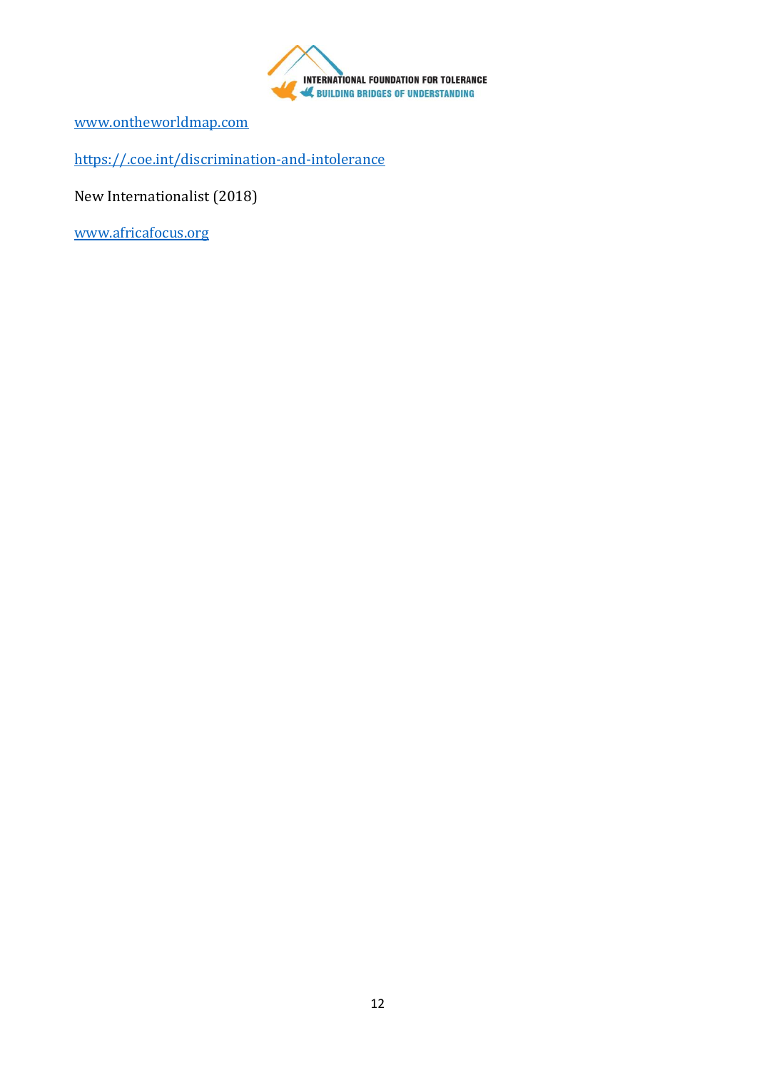www.ontheworldmap.com

https://.coe.int/discrimination-and-intolerance

New Internationalist (2018)

www.africafocus.org